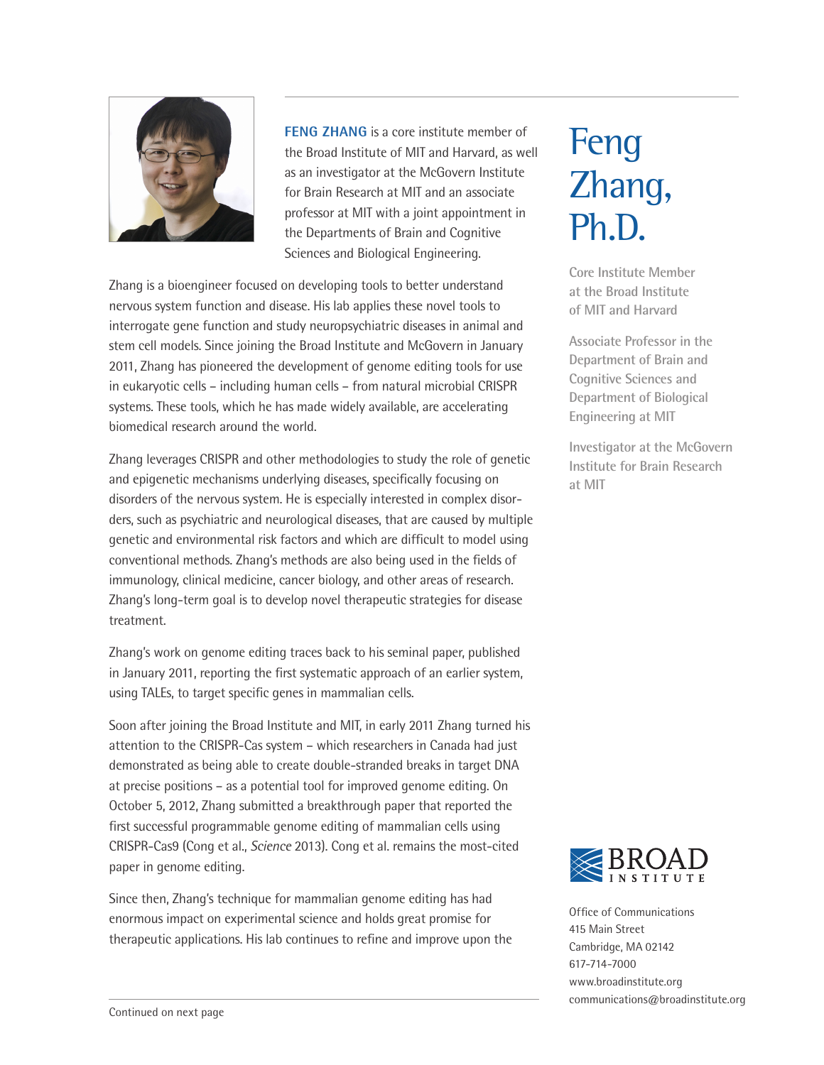# Feng Zhang, Ph.D.

Core Institute Member at the Broad Institute of MIT and Harvard

Associate Professor in the Department of Brain and Cognitive Sciences and Department of Biological Engineering at MIT

Investigator at the McGovern Institute for Brain Research at MIT

**FENG ZHANG** is a core institute member of the Broad Institute of MIT and Harvard, as well as an investigator at the McGovern Institute for Brain Research at MIT and an associate professor at MIT with a joint appointment in the Departments of Brain and Cognitive Sciences and Biological Engineering.

Zhang is a bioengineer focused on developing tools to better understand nervous system function and disease. His lab applies these novel tools to interrogate gene function and study neuropsychiatric diseases in animal and stem cell models. Since joining the Broad Institute and McGovern in January 2011, Zhang has pioneered the development of genome editing tools for use in eukaryotic cells – including human cells – from natural microbial CRISPR systems. These tools, which he has made widely available, are accelerating biomedical research around the world.

Zhang leverages CRISPR and other methodologies to study the role of genetic and epigenetic mechanisms underlying diseases, specifically focusing on disorders of the nervous system. He is especially interested in complex disorders, such as psychiatric and neurological diseases, that are caused by multiple genetic and environmental risk factors and which are difficult to model using conventional methods. Zhang's methods are also being used in the fields of immunology, clinical medicine, cancer biology, and other areas of research. Zhang's long-term goal is to develop novel therapeutic strategies for disease treatment.

Zhang's work on genome editing traces back to his seminal paper, published in January 2011, reporting the first systematic approach of an earlier system, using TALEs, to target specific genes in mammalian cells.

Soon after joining the Broad Institute and MIT, in early 2011 Zhang turned his attention to the CRISPR-Cas system – which researchers in Canada had just demonstrated as being able to create double-stranded breaks in target DNA at precise positions – as a potential tool for improved genome editing. On October 5, 2012, Zhang submitted a breakthrough paper that reported the first successful programmable genome editing of mammalian cells using CRISPR-Cas9 (Cong et al., *Science* 2013). Cong et al. remains the most-cited paper in genome editing.

Since then, Zhang's technique for mammalian genome editing has had enormous impact on experimental science and holds great promise for therapeutic applications. His lab continues to refine and improve upon the

Continued on next page

BROAD INSTITUTE

Office of Communications
415 Main Street
Cambridge, MA 02142
617-714-7000
www.broadinstitute.org
communications@broadinstitute.org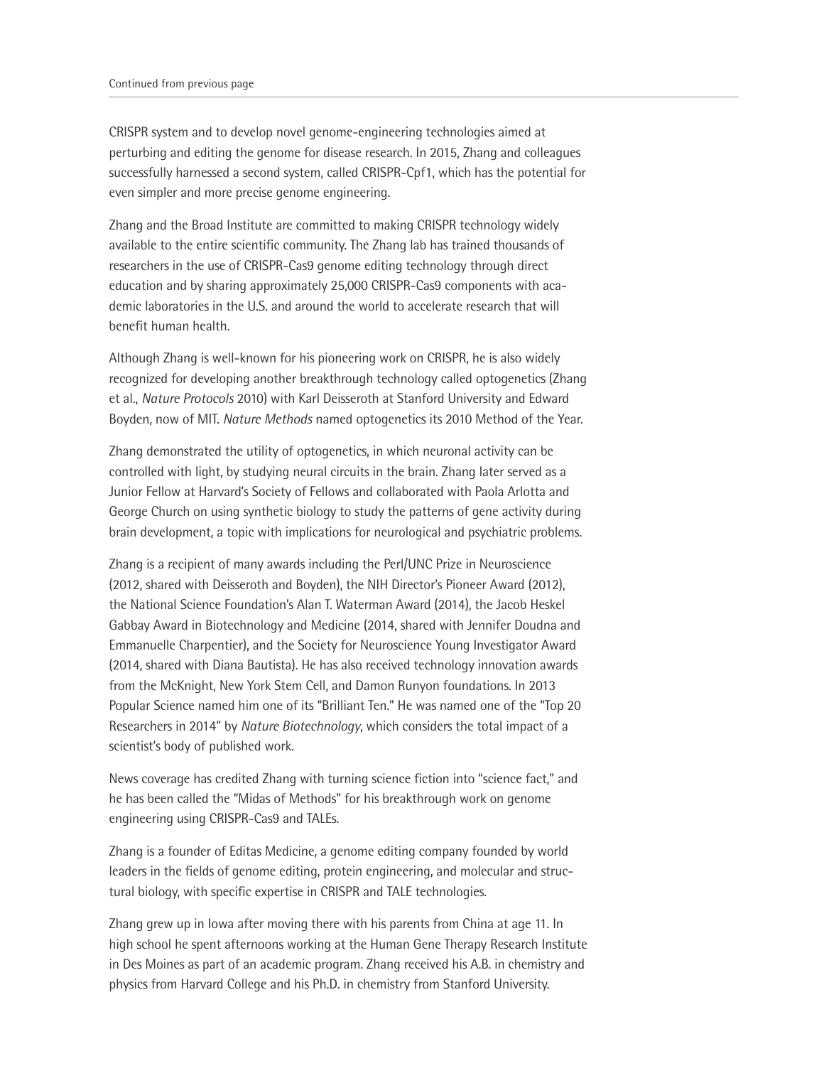Continued from previous page

CRISPR system and to develop novel genome-engineering technologies aimed at perturbing and editing the genome for disease research. In 2015, Zhang and colleagues successfully harnessed a second system, called CRISPR-Cpf1, which has the potential for even simpler and more precise genome engineering.

Zhang and the Broad Institute are committed to making CRISPR technology widely available to the entire scientific community. The Zhang lab has trained thousands of researchers in the use of CRISPR-Cas9 genome editing technology through direct education and by sharing approximately 25,000 CRISPR-Cas9 components with academic laboratories in the U.S. and around the world to accelerate research that will benefit human health.

Although Zhang is well-known for his pioneering work on CRISPR, he is also widely recognized for developing another breakthrough technology called optogenetics (Zhang et al., *Nature Protocols* 2010) with Karl Deisseroth at Stanford University and Edward Boyden, now of MIT. *Nature Methods* named optogenetics its 2010 Method of the Year.

Zhang demonstrated the utility of optogenetics, in which neuronal activity can be controlled with light, by studying neural circuits in the brain. Zhang later served as a Junior Fellow at Harvard's Society of Fellows and collaborated with Paola Arlotta and George Church on using synthetic biology to study the patterns of gene activity during brain development, a topic with implications for neurological and psychiatric problems.

Zhang is a recipient of many awards including the Perl/UNC Prize in Neuroscience (2012, shared with Deisseroth and Boyden), the NIH Director's Pioneer Award (2012), the National Science Foundation's Alan T. Waterman Award (2014), the Jacob Heskel Gabbay Award in Biotechnology and Medicine (2014, shared with Jennifer Doudna and Emmanuelle Charpentier), and the Society for Neuroscience Young Investigator Award (2014, shared with Diana Bautista). He has also received technology innovation awards from the McKnight, New York Stem Cell, and Damon Runyon foundations. In 2013 Popular Science named him one of its "Brilliant Ten." He was named one of the "Top 20 Researchers in 2014" by *Nature Biotechnology*, which considers the total impact of a scientist's body of published work.

News coverage has credited Zhang with turning science fiction into "science fact," and he has been called the "Midas of Methods" for his breakthrough work on genome engineering using CRISPR-Cas9 and TALEs.

Zhang is a founder of Editas Medicine, a genome editing company founded by world leaders in the fields of genome editing, protein engineering, and molecular and structural biology, with specific expertise in CRISPR and TALE technologies.

Zhang grew up in Iowa after moving there with his parents from China at age 11. In high school he spent afternoons working at the Human Gene Therapy Research Institute in Des Moines as part of an academic program. Zhang received his A.B. in chemistry and physics from Harvard College and his Ph.D. in chemistry from Stanford University.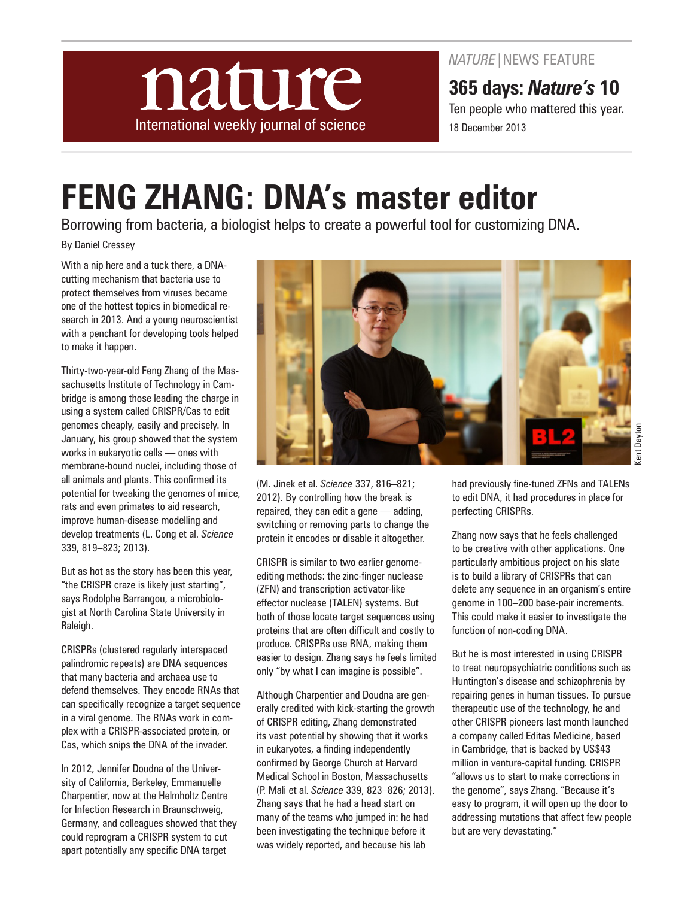# FENG ZHANG: DNA's master editor

Borrowing from bacteria, a biologist helps to create a powerful tool for customizing DNA.

By Daniel Cressey

With a nip here and a tuck there, a DNA-cutting mechanism that bacteria use to protect themselves from viruses became one of the hottest topics in biomedical research in 2013. And a young neuroscientist with a penchant for developing tools helped to make it happen.

Thirty-two-year-old Feng Zhang of the Massachusetts Institute of Technology in Cambridge is among those leading the charge in using a system called CRISPR/Cas to edit genomes cheaply, easily and precisely. In January, his group showed that the system works in eukaryotic cells — ones with membrane-bound nuclei, including those of all animals and plants. This confirmed its potential for tweaking the genomes of mice, rats and even primates to aid research, improve human-disease modelling and develop treatments (L. Cong et al. *Science* 339, 819–823; 2013).

But as hot as the story has been this year, "the CRISPR craze is likely just starting", says Rodolphe Barrangou, a microbiologist at North Carolina State University in Raleigh.

CRISPRs (clustered regularly interspaced palindromic repeats) are DNA sequences that many bacteria and archaea use to defend themselves. They encode RNAs that can specifically recognize a target sequence in a viral genome. The RNAs work in complex with a CRISPR-associated protein, or Cas, which snips the DNA of the invader.

In 2012, Jennifer Doudna of the University of California, Berkeley, Emmanuelle Charpentier, now at the Helmholtz Centre for Infection Research in Braunschweig, Germany, and colleagues showed that they could reprogram a CRISPR system to cut apart potentially any specific DNA target (M. Jinek et al. *Science* 337, 816–821; 2012). By controlling how the break is repaired, they can edit a gene — adding, switching or removing parts to change the protein it encodes or disable it altogether.

CRISPR is similar to two earlier genome-editing methods: the zinc-finger nuclease (ZFN) and transcription activator-like effector nuclease (TALEN) systems. But both of those locate target sequences using proteins that are often difficult and costly to produce. CRISPRs use RNA, making them easier to design. Zhang says he feels limited only "by what I can imagine is possible".

Although Charpentier and Doudna are generally credited with kick-starting the growth of CRISPR editing, Zhang demonstrated its vast potential by showing that it works in eukaryotes, a finding independently confirmed by George Church at Harvard Medical School in Boston, Massachusetts (P. Mali et al. *Science* 339, 823–826; 2013). Zhang says that he had a head start on many of the teams who jumped in: he had been investigating the technique before it was widely reported, and because his lab had previously fine-tuned ZFNs and TALENs to edit DNA, it had procedures in place for perfecting CRISPRs.

Zhang now says that he feels challenged to be creative with other applications. One particularly ambitious project on his slate is to build a library of CRISPRs that can delete any sequence in an organism's entire genome in 100–200 base-pair increments. This could make it easier to investigate the function of non-coding DNA.

But he is most interested in using CRISPR to treat neuropsychiatric conditions such as Huntington's disease and schizophrenia by repairing genes in human tissues. To pursue therapeutic use of the technology, he and other CRISPR pioneers last month launched a company called Editas Medicine, based in Cambridge, that is backed by US$43 million in venture-capital funding. CRISPR "allows us to start to make corrections in the genome", says Zhang. "Because it's easy to program, it will open up the door to addressing mutations that affect few people but are very devastating."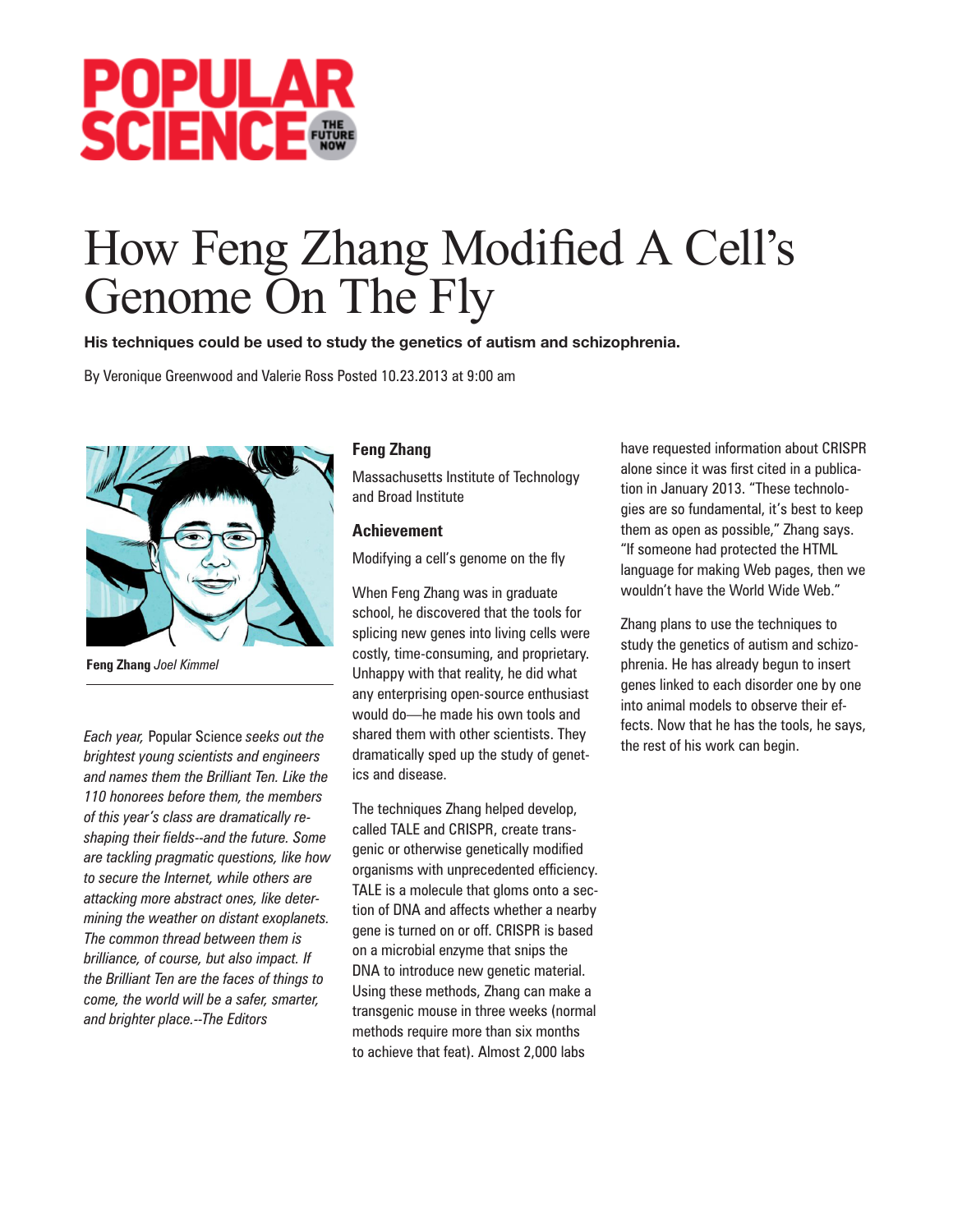# How Feng Zhang Modified A Cell's Genome On The Fly

**His techniques could be used to study the genetics of autism and schizophrenia.**

By Veronique Greenwood and Valerie Ross Posted 10.23.2013 at 9:00 am

**Feng Zhang** *Joel Kimmel*

*Each year,* Popular Science *seeks out the brightest young scientists and engineers and names them the Brilliant Ten. Like the 110 honorees before them, the members of this year's class are dramatically reshaping their fields--and the future. Some are tackling pragmatic questions, like how to secure the Internet, while others are attacking more abstract ones, like determining the weather on distant exoplanets. The common thread between them is brilliance, of course, but also impact. If the Brilliant Ten are the faces of things to come, the world will be a safer, smarter, and brighter place.--The Editors*

### Feng Zhang

Massachusetts Institute of Technology and Broad Institute

### Achievement

Modifying a cell's genome on the fly

When Feng Zhang was in graduate school, he discovered that the tools for splicing new genes into living cells were costly, time-consuming, and proprietary. Unhappy with that reality, he did what any enterprising open-source enthusiast would do—he made his own tools and shared them with other scientists. They dramatically sped up the study of genetics and disease.

The techniques Zhang helped develop, called TALE and CRISPR, create transgenic or otherwise genetically modified organisms with unprecedented efficiency. TALE is a molecule that gloms onto a section of DNA and affects whether a nearby gene is turned on or off. CRISPR is based on a microbial enzyme that snips the DNA to introduce new genetic material. Using these methods, Zhang can make a transgenic mouse in three weeks (normal methods require more than six months to achieve that feat). Almost 2,000 labs have requested information about CRISPR alone since it was first cited in a publication in January 2013. "These technologies are so fundamental, it's best to keep them as open as possible," Zhang says. "If someone had protected the HTML language for making Web pages, then we wouldn't have the World Wide Web."

Zhang plans to use the techniques to study the genetics of autism and schizophrenia. He has already begun to insert genes linked to each disorder one by one into animal models to observe their effects. Now that he has the tools, he says, the rest of his work can begin.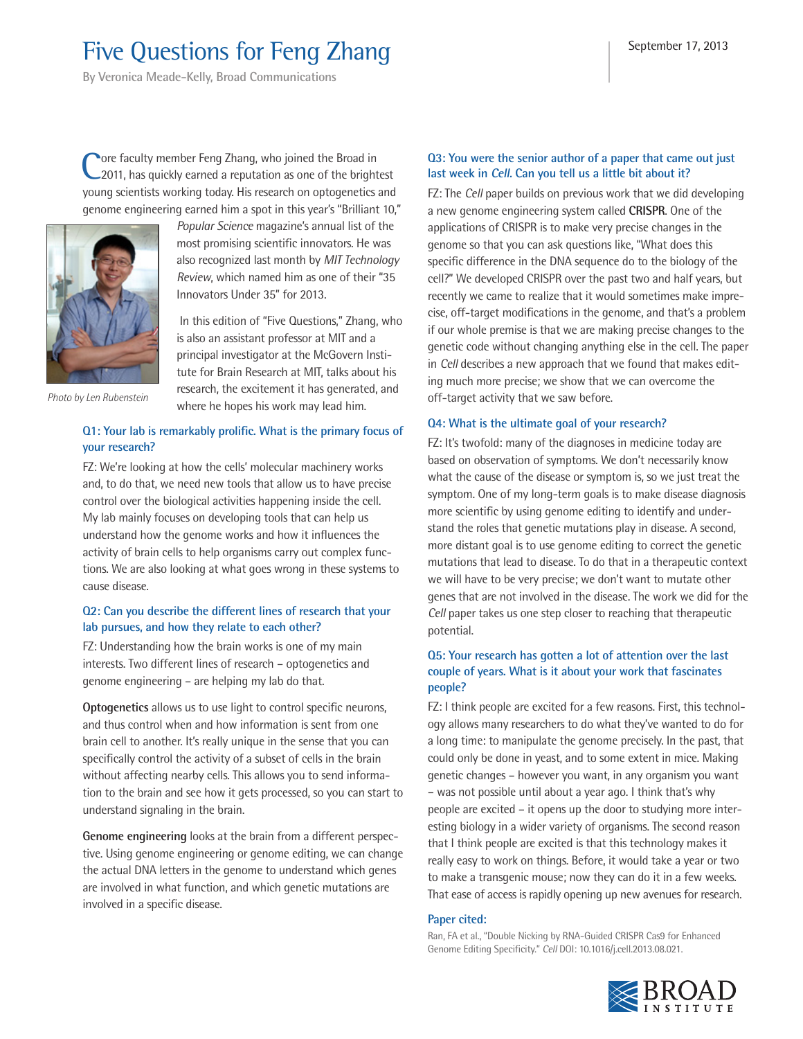# Five Questions for Feng Zhang

By Veronica Meade-Kelly, Broad Communications

September 17, 2013

Core faculty member Feng Zhang, who joined the Broad in 2011, has quickly earned a reputation as one of the brightest young scientists working today. His research on optogenetics and genome engineering earned him a spot in this year's "Brilliant 10," *Popular Science* magazine's annual list of the most promising scientific innovators. He was also recognized last month by *MIT Technology Review*, which named him as one of their "35 Innovators Under 35" for 2013.

*Photo by Len Rubenstein*

In this edition of "Five Questions," Zhang, who is also an assistant professor at MIT and a principal investigator at the McGovern Institute for Brain Research at MIT, talks about his research, the excitement it has generated, and where he hopes his work may lead him.

### Q1: Your lab is remarkably prolific. What is the primary focus of your research?

FZ: We're looking at how the cells' molecular machinery works and, to do that, we need new tools that allow us to have precise control over the biological activities happening inside the cell. My lab mainly focuses on developing tools that can help us understand how the genome works and how it influences the activity of brain cells to help organisms carry out complex functions. We are also looking at what goes wrong in these systems to cause disease.

### Q2: Can you describe the different lines of research that your lab pursues, and how they relate to each other?

FZ: Understanding how the brain works is one of my main interests. Two different lines of research – optogenetics and genome engineering – are helping my lab do that.

**Optogenetics** allows us to use light to control specific neurons, and thus control when and how information is sent from one brain cell to another. It's really unique in the sense that you can specifically control the activity of a subset of cells in the brain without affecting nearby cells. This allows you to send information to the brain and see how it gets processed, so you can start to understand signaling in the brain.

**Genome engineering** looks at the brain from a different perspective. Using genome engineering or genome editing, we can change the actual DNA letters in the genome to understand which genes are involved in what function, and which genetic mutations are involved in a specific disease.

### Q3: You were the senior author of a paper that came out just last week in *Cell*. Can you tell us a little bit about it?

FZ: The *Cell* paper builds on previous work that we did developing a new genome engineering system called **CRISPR**. One of the applications of CRISPR is to make very precise changes in the genome so that you can ask questions like, "What does this specific difference in the DNA sequence do to the biology of the cell?" We developed CRISPR over the past two and half years, but recently we came to realize that it would sometimes make imprecise, off-target modifications in the genome, and that's a problem if our whole premise is that we are making precise changes to the genetic code without changing anything else in the cell. The paper in *Cell* describes a new approach that we found that makes editing much more precise; we show that we can overcome the off-target activity that we saw before.

### Q4: What is the ultimate goal of your research?

FZ: It's twofold: many of the diagnoses in medicine today are based on observation of symptoms. We don't necessarily know what the cause of the disease or symptom is, so we just treat the symptom. One of my long-term goals is to make disease diagnosis more scientific by using genome editing to identify and understand the roles that genetic mutations play in disease. A second, more distant goal is to use genome editing to correct the genetic mutations that lead to disease. To do that in a therapeutic context we will have to be very precise; we don't want to mutate other genes that are not involved in the disease. The work we did for the *Cell* paper takes us one step closer to reaching that therapeutic potential.

### Q5: Your research has gotten a lot of attention over the last couple of years. What is it about your work that fascinates people?

FZ: I think people are excited for a few reasons. First, this technology allows many researchers to do what they've wanted to do for a long time: to manipulate the genome precisely. In the past, that could only be done in yeast, and to some extent in mice. Making genetic changes – however you want, in any organism you want – was not possible until about a year ago. I think that's why people are excited – it opens up the door to studying more interesting biology in a wider variety of organisms. The second reason that I think people are excited is that this technology makes it really easy to work on things. Before, it would take a year or two to make a transgenic mouse; now they can do it in a few weeks. That ease of access is rapidly opening up new avenues for research.

### Paper cited:

Ran, FA et al., "Double Nicking by RNA-Guided CRISPR Cas9 for Enhanced Genome Editing Specificity." *Cell* DOI: 10.1016/j.cell.2013.08.021.

BROAD INSTITUTE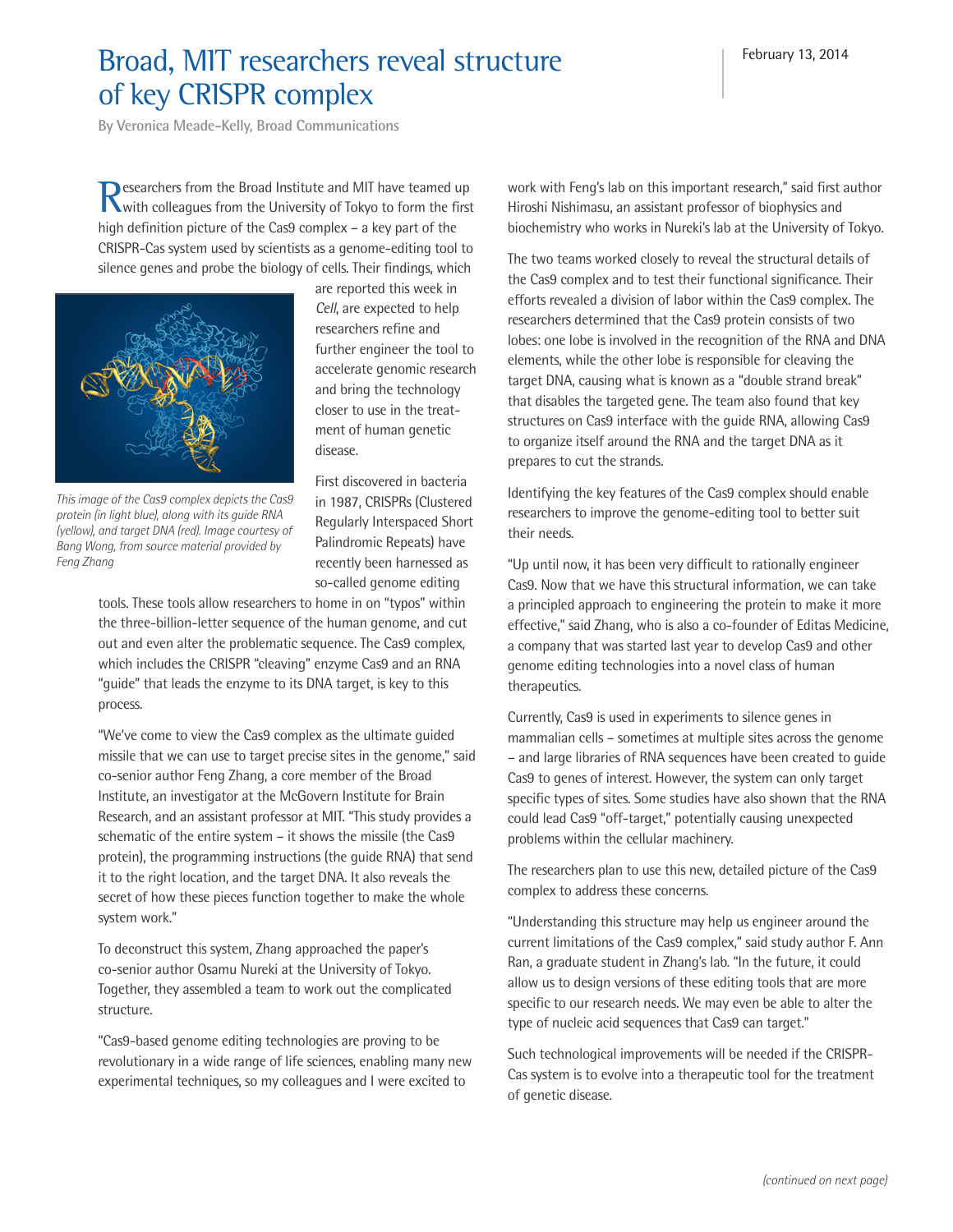# Broad, MIT researchers reveal structure of key CRISPR complex

February 13, 2014

By Veronica Meade-Kelly, Broad Communications

Researchers from the Broad Institute and MIT have teamed up with colleagues from the University of Tokyo to form the first high definition picture of the Cas9 complex – a key part of the CRISPR-Cas system used by scientists as a genome-editing tool to silence genes and probe the biology of cells. Their findings, which are reported this week in *Cell*, are expected to help researchers refine and further engineer the tool to accelerate genomic research and bring the technology closer to use in the treatment of human genetic disease.

*This image of the Cas9 complex depicts the Cas9 protein (in light blue), along with its guide RNA (yellow), and target DNA (red). Image courtesy of Bang Wong, from source material provided by Feng Zhang*

First discovered in bacteria in 1987, CRISPRs (Clustered Regularly Interspaced Short Palindromic Repeats) have recently been harnessed as so-called genome editing tools. These tools allow researchers to home in on "typos" within the three-billion-letter sequence of the human genome, and cut out and even alter the problematic sequence. The Cas9 complex, which includes the CRISPR "cleaving" enzyme Cas9 and an RNA "guide" that leads the enzyme to its DNA target, is key to this process.

"We've come to view the Cas9 complex as the ultimate guided missile that we can use to target precise sites in the genome," said co-senior author Feng Zhang, a core member of the Broad Institute, an investigator at the McGovern Institute for Brain Research, and an assistant professor at MIT. "This study provides a schematic of the entire system – it shows the missile (the Cas9 protein), the programming instructions (the guide RNA) that send it to the right location, and the target DNA. It also reveals the secret of how these pieces function together to make the whole system work."

To deconstruct this system, Zhang approached the paper's co-senior author Osamu Nureki at the University of Tokyo. Together, they assembled a team to work out the complicated structure.

"Cas9-based genome editing technologies are proving to be revolutionary in a wide range of life sciences, enabling many new experimental techniques, so my colleagues and I were excited to work with Feng's lab on this important research," said first author Hiroshi Nishimasu, an assistant professor of biophysics and biochemistry who works in Nureki's lab at the University of Tokyo.

The two teams worked closely to reveal the structural details of the Cas9 complex and to test their functional significance. Their efforts revealed a division of labor within the Cas9 complex. The researchers determined that the Cas9 protein consists of two lobes: one lobe is involved in the recognition of the RNA and DNA elements, while the other lobe is responsible for cleaving the target DNA, causing what is known as a "double strand break" that disables the targeted gene. The team also found that key structures on Cas9 interface with the guide RNA, allowing Cas9 to organize itself around the RNA and the target DNA as it prepares to cut the strands.

Identifying the key features of the Cas9 complex should enable researchers to improve the genome-editing tool to better suit their needs.

"Up until now, it has been very difficult to rationally engineer Cas9. Now that we have this structural information, we can take a principled approach to engineering the protein to make it more effective," said Zhang, who is also a co-founder of Editas Medicine, a company that was started last year to develop Cas9 and other genome editing technologies into a novel class of human therapeutics.

Currently, Cas9 is used in experiments to silence genes in mammalian cells – sometimes at multiple sites across the genome – and large libraries of RNA sequences have been created to guide Cas9 to genes of interest. However, the system can only target specific types of sites. Some studies have also shown that the RNA could lead Cas9 "off-target," potentially causing unexpected problems within the cellular machinery.

The researchers plan to use this new, detailed picture of the Cas9 complex to address these concerns.

"Understanding this structure may help us engineer around the current limitations of the Cas9 complex," said study author F. Ann Ran, a graduate student in Zhang's lab. "In the future, it could allow us to design versions of these editing tools that are more specific to our research needs. We may even be able to alter the type of nucleic acid sequences that Cas9 can target."

Such technological improvements will be needed if the CRISPR-Cas system is to evolve into a therapeutic tool for the treatment of genetic disease.

*(continued on next page)*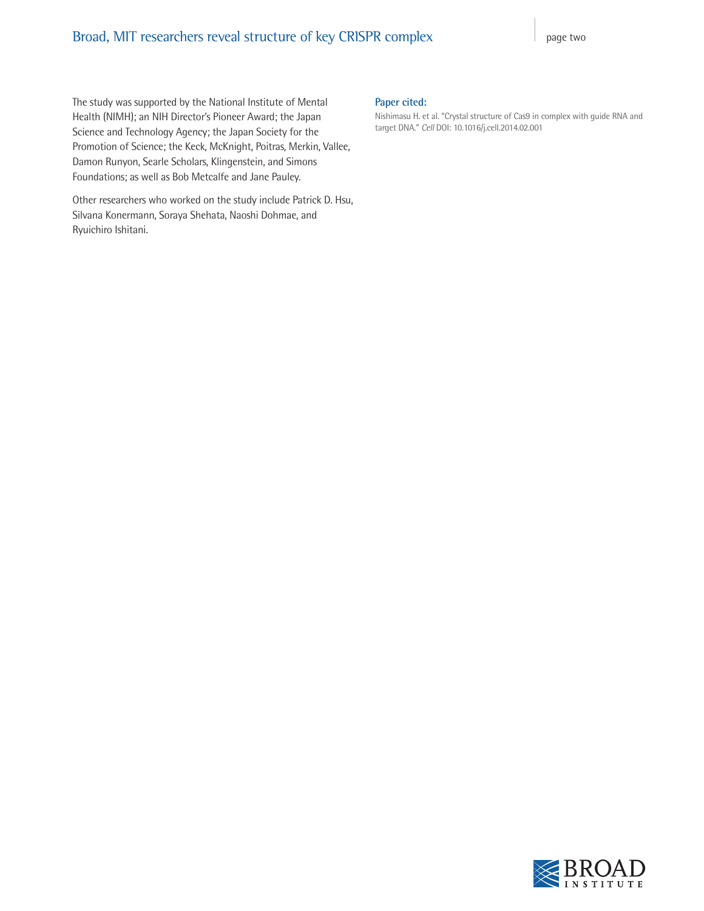The study was supported by the National Institute of Mental Health (NIMH); an NIH Director's Pioneer Award; the Japan Science and Technology Agency; the Japan Society for the Promotion of Science; the Keck, McKnight, Poitras, Merkin, Vallee, Damon Runyon, Searle Scholars, Klingenstein, and Simons Foundations; as well as Bob Metcalfe and Jane Pauley.

Other researchers who worked on the study include Patrick D. Hsu, Silvana Konermann, Soraya Shehata, Naoshi Dohmae, and Ryuichiro Ishitani.

**Paper cited:**

Nishimasu H. et al. "Crystal structure of Cas9 in complex with guide RNA and target DNA." *Cell* DOI: 10.1016/j.cell.2014.02.001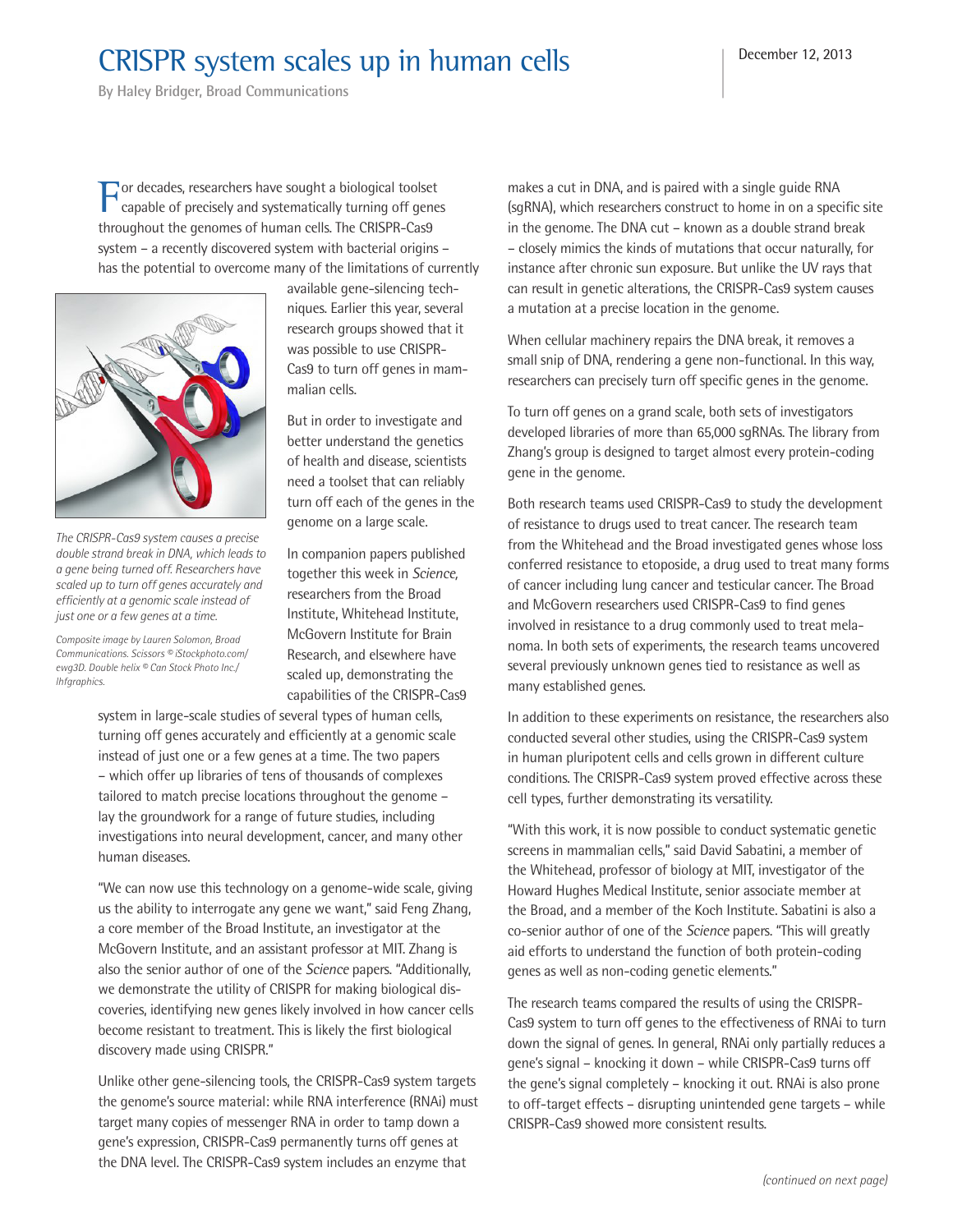# CRISPR system scales up in human cells

By Haley Bridger, Broad Communications

December 12, 2013

For decades, researchers have sought a biological toolset capable of precisely and systematically turning off genes throughout the genomes of human cells. The CRISPR-Cas9 system – a recently discovered system with bacterial origins – has the potential to overcome many of the limitations of currently available gene-silencing techniques. Earlier this year, several research groups showed that it was possible to use CRISPR-Cas9 to turn off genes in mammalian cells.

*The CRISPR-Cas9 system causes a precise double strand break in DNA, which leads to a gene being turned off. Researchers have scaled up to turn off genes accurately and efficiently at a genomic scale instead of just one or a few genes at a time.*

*Composite image by Lauren Solomon, Broad Communications. Scissors © iStockphoto.com/ewg3D. Double helix © Can Stock Photo Inc./lhfgraphics.*

But in order to investigate and better understand the genetics of health and disease, scientists need a toolset that can reliably turn off each of the genes in the genome on a large scale.

In companion papers published together this week in *Science*, researchers from the Broad Institute, Whitehead Institute, McGovern Institute for Brain Research, and elsewhere have scaled up, demonstrating the capabilities of the CRISPR-Cas9 system in large-scale studies of several types of human cells, turning off genes accurately and efficiently at a genomic scale instead of just one or a few genes at a time. The two papers – which offer up libraries of tens of thousands of complexes tailored to match precise locations throughout the genome – lay the groundwork for a range of future studies, including investigations into neural development, cancer, and many other human diseases.

"We can now use this technology on a genome-wide scale, giving us the ability to interrogate any gene we want," said Feng Zhang, a core member of the Broad Institute, an investigator at the McGovern Institute, and an assistant professor at MIT. Zhang is also the senior author of one of the *Science* papers. "Additionally, we demonstrate the utility of CRISPR for making biological discoveries, identifying new genes likely involved in how cancer cells become resistant to treatment. This is likely the first biological discovery made using CRISPR."

Unlike other gene-silencing tools, the CRISPR-Cas9 system targets the genome's source material: while RNA interference (RNAi) must target many copies of messenger RNA in order to tamp down a gene's expression, CRISPR-Cas9 permanently turns off genes at the DNA level. The CRISPR-Cas9 system includes an enzyme that makes a cut in DNA, and is paired with a single guide RNA (sgRNA), which researchers construct to home in on a specific site in the genome. The DNA cut – known as a double strand break – closely mimics the kinds of mutations that occur naturally, for instance after chronic sun exposure. But unlike the UV rays that can result in genetic alterations, the CRISPR-Cas9 system causes a mutation at a precise location in the genome.

When cellular machinery repairs the DNA break, it removes a small snip of DNA, rendering a gene non-functional. In this way, researchers can precisely turn off specific genes in the genome.

To turn off genes on a grand scale, both sets of investigators developed libraries of more than 65,000 sgRNAs. The library from Zhang's group is designed to target almost every protein-coding gene in the genome.

Both research teams used CRISPR-Cas9 to study the development of resistance to drugs used to treat cancer. The research team from the Whitehead and the Broad investigated genes whose loss conferred resistance to etoposide, a drug used to treat many forms of cancer including lung cancer and testicular cancer. The Broad and McGovern researchers used CRISPR-Cas9 to find genes involved in resistance to a drug commonly used to treat melanoma. In both sets of experiments, the research teams uncovered several previously unknown genes tied to resistance as well as many established genes.

In addition to these experiments on resistance, the researchers also conducted several other studies, using the CRISPR-Cas9 system in human pluripotent cells and cells grown in different culture conditions. The CRISPR-Cas9 system proved effective across these cell types, further demonstrating its versatility.

"With this work, it is now possible to conduct systematic genetic screens in mammalian cells," said David Sabatini, a member of the Whitehead, professor of biology at MIT, investigator of the Howard Hughes Medical Institute, senior associate member at the Broad, and a member of the Koch Institute. Sabatini is also a co-senior author of one of the *Science* papers. "This will greatly aid efforts to understand the function of both protein-coding genes as well as non-coding genetic elements."

The research teams compared the results of using the CRISPR-Cas9 system to turn off genes to the effectiveness of RNAi to turn down the signal of genes. In general, RNAi only partially reduces a gene's signal – knocking it down – while CRISPR-Cas9 turns off the gene's signal completely – knocking it out. RNAi is also prone to off-target effects – disrupting unintended gene targets – while CRISPR-Cas9 showed more consistent results.

*(continued on next page)*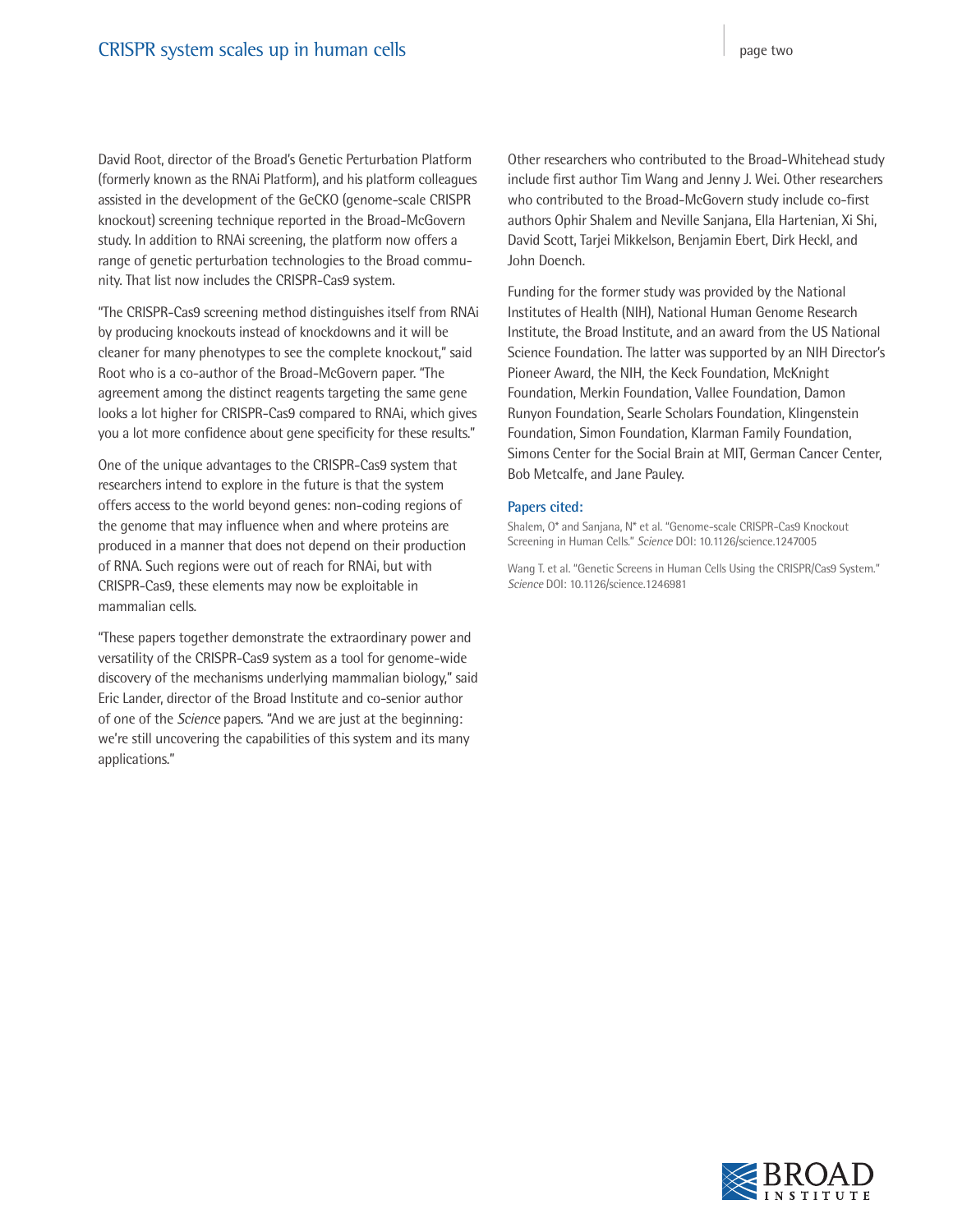David Root, director of the Broad's Genetic Perturbation Platform (formerly known as the RNAi Platform), and his platform colleagues assisted in the development of the GeCKO (genome-scale CRISPR knockout) screening technique reported in the Broad-McGovern study. In addition to RNAi screening, the platform now offers a range of genetic perturbation technologies to the Broad community. That list now includes the CRISPR-Cas9 system.

"The CRISPR-Cas9 screening method distinguishes itself from RNAi by producing knockouts instead of knockdowns and it will be cleaner for many phenotypes to see the complete knockout," said Root who is a co-author of the Broad-McGovern paper. "The agreement among the distinct reagents targeting the same gene looks a lot higher for CRISPR-Cas9 compared to RNAi, which gives you a lot more confidence about gene specificity for these results."

One of the unique advantages to the CRISPR-Cas9 system that researchers intend to explore in the future is that the system offers access to the world beyond genes: non-coding regions of the genome that may influence when and where proteins are produced in a manner that does not depend on their production of RNA. Such regions were out of reach for RNAi, but with CRISPR-Cas9, these elements may now be exploitable in mammalian cells.

"These papers together demonstrate the extraordinary power and versatility of the CRISPR-Cas9 system as a tool for genome-wide discovery of the mechanisms underlying mammalian biology," said Eric Lander, director of the Broad Institute and co-senior author of one of the *Science* papers. "And we are just at the beginning: we're still uncovering the capabilities of this system and its many applications."

Other researchers who contributed to the Broad-Whitehead study include first author Tim Wang and Jenny J. Wei. Other researchers who contributed to the Broad-McGovern study include co-first authors Ophir Shalem and Neville Sanjana, Ella Hartenian, Xi Shi, David Scott, Tarjei Mikkelson, Benjamin Ebert, Dirk Heckl, and John Doench.

Funding for the former study was provided by the National Institutes of Health (NIH), National Human Genome Research Institute, the Broad Institute, and an award from the US National Science Foundation. The latter was supported by an NIH Director's Pioneer Award, the NIH, the Keck Foundation, McKnight Foundation, Merkin Foundation, Vallee Foundation, Damon Runyon Foundation, Searle Scholars Foundation, Klingenstein Foundation, Simon Foundation, Klarman Family Foundation, Simons Center for the Social Brain at MIT, German Cancer Center, Bob Metcalfe, and Jane Pauley.

### Papers cited:

Shalem, O* and Sanjana, N* et al. "Genome-scale CRISPR-Cas9 Knockout Screening in Human Cells." *Science* DOI: 10.1126/science.1247005

Wang T. et al. "Genetic Screens in Human Cells Using the CRISPR/Cas9 System." *Science* DOI: 10.1126/science.1246981